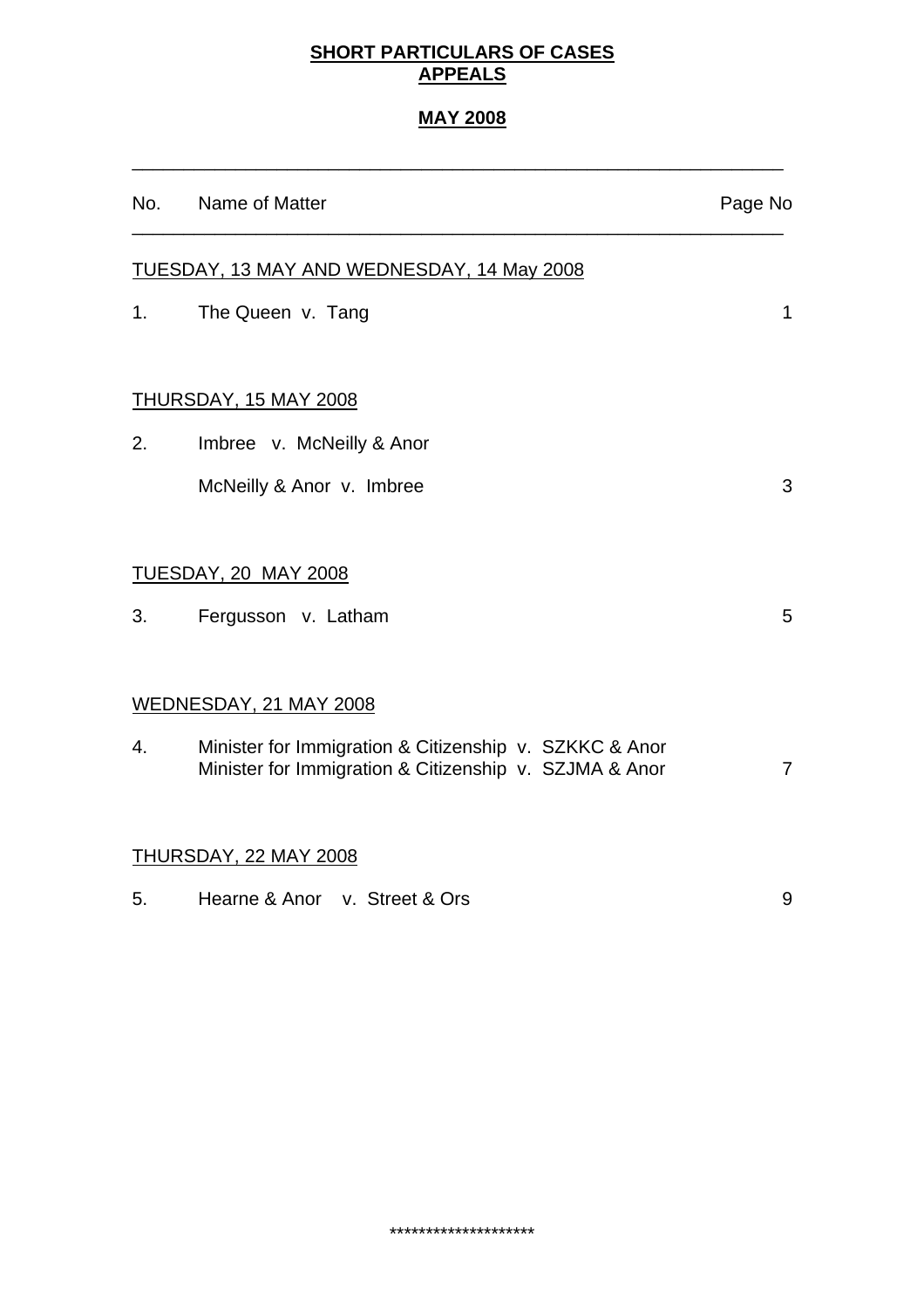# SHORT PARTICULARS OF CASES
# APPEALS

## MAY 2008

| No. | Name of Matter | Page No |
|---|---|---|
| | TUESDAY, 13 MAY AND WEDNESDAY, 14 May 2008 | |
| 1. | The Queen v. Tang | 1 |
| | THURSDAY, 15 MAY 2008 | |
| 2. | Imbree v. McNeilly & Anor<br>McNeilly & Anor v. Imbree | 3 |
| | TUESDAY, 20 MAY 2008 | |
| 3. | Fergusson v. Latham | 5 |
| | WEDNESDAY, 21 MAY 2008 | |
| 4. | Minister for Immigration & Citizenship v. SZKKC & Anor<br>Minister for Immigration & Citizenship v. SZJMA & Anor | 7 |
| | THURSDAY, 22 MAY 2008 | |
| 5. | Hearne & Anor v. Street & Ors | 9 |

********************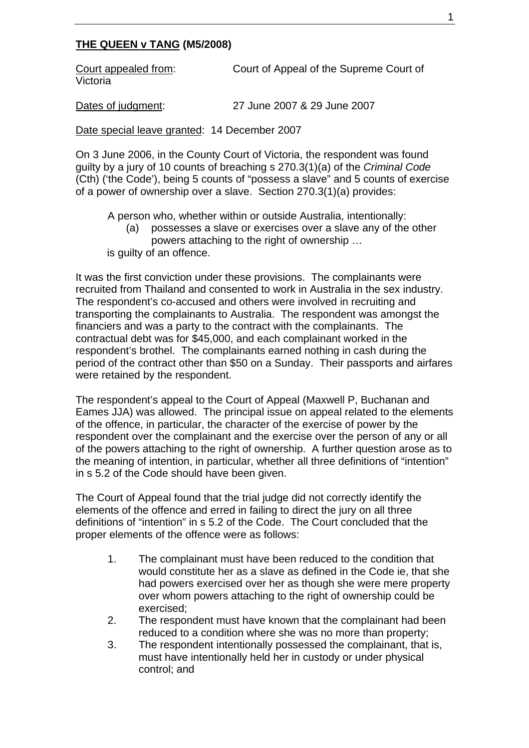**THE QUEEN v TANG (M5/2008)**

Court appealed from: Court of Appeal of the Supreme Court of Victoria

Dates of judgment: 27 June 2007 & 29 June 2007

Date special leave granted: 14 December 2007

On 3 June 2006, in the County Court of Victoria, the respondent was found guilty by a jury of 10 counts of breaching s 270.3(1)(a) of the *Criminal Code* (Cth) ('the Code'), being 5 counts of "possess a slave" and 5 counts of exercise of a power of ownership over a slave. Section 270.3(1)(a) provides:

> A person who, whether within or outside Australia, intentionally:
>
> (a) possesses a slave or exercises over a slave any of the other powers attaching to the right of ownership …
>
> is guilty of an offence.

It was the first conviction under these provisions. The complainants were recruited from Thailand and consented to work in Australia in the sex industry. The respondent's co-accused and others were involved in recruiting and transporting the complainants to Australia. The respondent was amongst the financiers and was a party to the contract with the complainants. The contractual debt was for $45,000, and each complainant worked in the respondent's brothel. The complainants earned nothing in cash during the period of the contract other than $50 on a Sunday. Their passports and airfares were retained by the respondent.

The respondent's appeal to the Court of Appeal (Maxwell P, Buchanan and Eames JJA) was allowed. The principal issue on appeal related to the elements of the offence, in particular, the character of the exercise of power by the respondent over the complainant and the exercise over the person of any or all of the powers attaching to the right of ownership. A further question arose as to the meaning of intention, in particular, whether all three definitions of "intention" in s 5.2 of the Code should have been given.

The Court of Appeal found that the trial judge did not correctly identify the elements of the offence and erred in failing to direct the jury on all three definitions of "intention" in s 5.2 of the Code. The Court concluded that the proper elements of the offence were as follows:

1. The complainant must have been reduced to the condition that would constitute her as a slave as defined in the Code ie, that she had powers exercised over her as though she were mere property over whom powers attaching to the right of ownership could be exercised;
2. The respondent must have known that the complainant had been reduced to a condition where she was no more than property;
3. The respondent intentionally possessed the complainant, that is, must have intentionally held her in custody or under physical control; and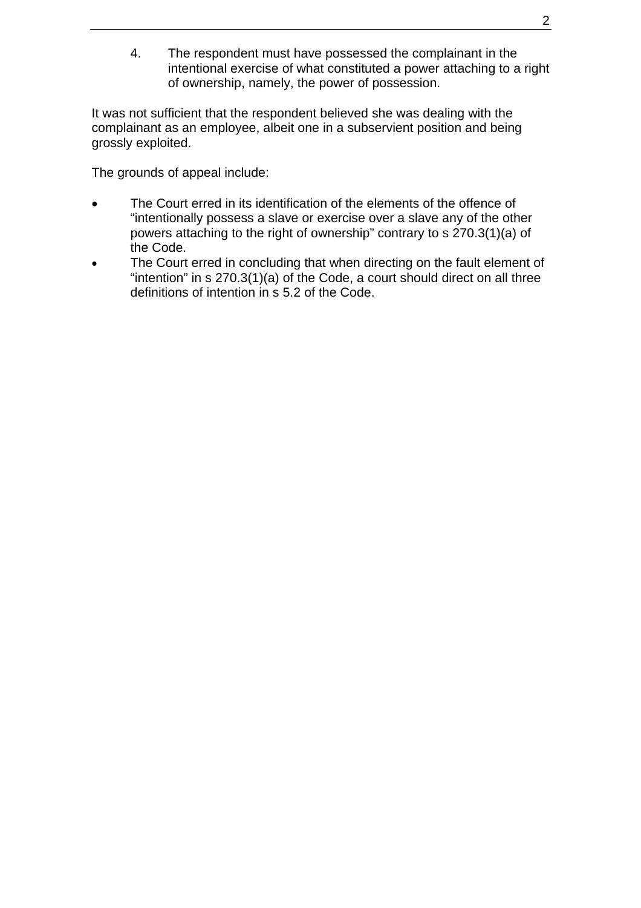4. The respondent must have possessed the complainant in the intentional exercise of what constituted a power attaching to a right of ownership, namely, the power of possession.

It was not sufficient that the respondent believed she was dealing with the complainant as an employee, albeit one in a subservient position and being grossly exploited.

The grounds of appeal include:

- The Court erred in its identification of the elements of the offence of "intentionally possess a slave or exercise over a slave any of the other powers attaching to the right of ownership" contrary to s 270.3(1)(a) of the Code.
- The Court erred in concluding that when directing on the fault element of "intention" in s 270.3(1)(a) of the Code, a court should direct on all three definitions of intention in s 5.2 of the Code.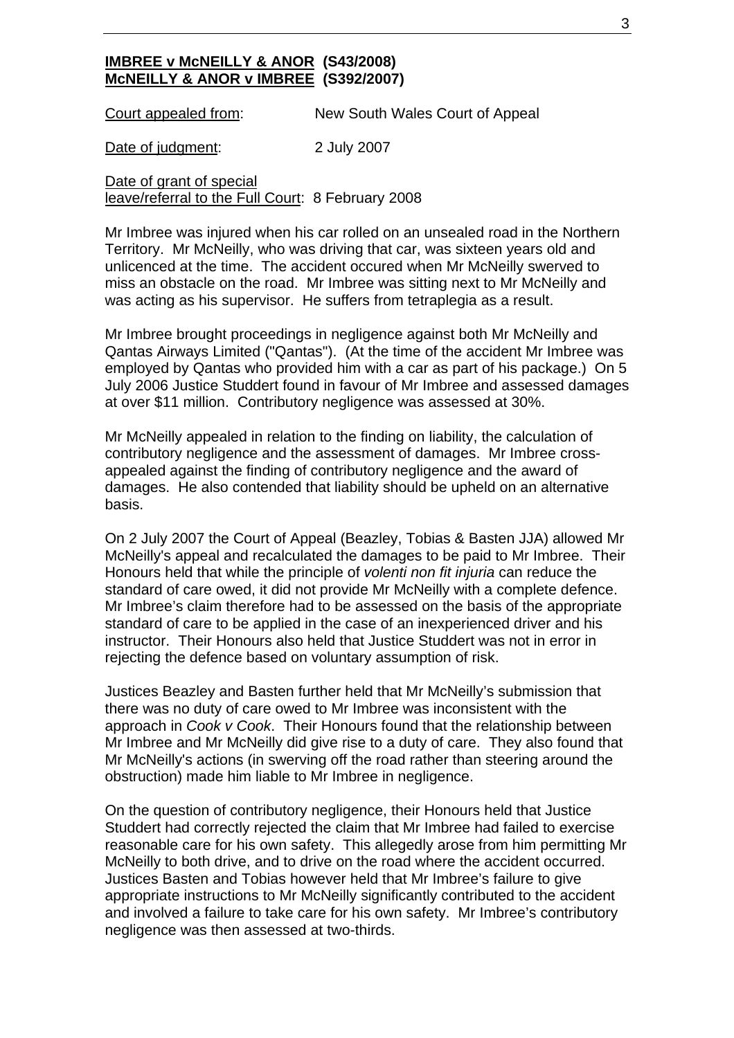**IMBREE v McNEILLY & ANOR (S43/2008)**
**McNEILLY & ANOR v IMBREE (S392/2007)**

Court appealed from: New South Wales Court of Appeal

Date of judgment: 2 July 2007

Date of grant of special leave/referral to the Full Court: 8 February 2008

Mr Imbree was injured when his car rolled on an unsealed road in the Northern Territory. Mr McNeilly, who was driving that car, was sixteen years old and unlicenced at the time. The accident occured when Mr McNeilly swerved to miss an obstacle on the road. Mr Imbree was sitting next to Mr McNeilly and was acting as his supervisor. He suffers from tetraplegia as a result.

Mr Imbree brought proceedings in negligence against both Mr McNeilly and Qantas Airways Limited ("Qantas"). (At the time of the accident Mr Imbree was employed by Qantas who provided him with a car as part of his package.) On 5 July 2006 Justice Studdert found in favour of Mr Imbree and assessed damages at over $11 million. Contributory negligence was assessed at 30%.

Mr McNeilly appealed in relation to the finding on liability, the calculation of contributory negligence and the assessment of damages. Mr Imbree cross-appealed against the finding of contributory negligence and the award of damages. He also contended that liability should be upheld on an alternative basis.

On 2 July 2007 the Court of Appeal (Beazley, Tobias & Basten JJA) allowed Mr McNeilly's appeal and recalculated the damages to be paid to Mr Imbree. Their Honours held that while the principle of *volenti non fit injuria* can reduce the standard of care owed, it did not provide Mr McNeilly with a complete defence. Mr Imbree's claim therefore had to be assessed on the basis of the appropriate standard of care to be applied in the case of an inexperienced driver and his instructor. Their Honours also held that Justice Studdert was not in error in rejecting the defence based on voluntary assumption of risk.

Justices Beazley and Basten further held that Mr McNeilly's submission that there was no duty of care owed to Mr Imbree was inconsistent with the approach in *Cook v Cook*. Their Honours found that the relationship between Mr Imbree and Mr McNeilly did give rise to a duty of care. They also found that Mr McNeilly's actions (in swerving off the road rather than steering around the obstruction) made him liable to Mr Imbree in negligence.

On the question of contributory negligence, their Honours held that Justice Studdert had correctly rejected the claim that Mr Imbree had failed to exercise reasonable care for his own safety. This allegedly arose from him permitting Mr McNeilly to both drive, and to drive on the road where the accident occurred. Justices Basten and Tobias however held that Mr Imbree's failure to give appropriate instructions to Mr McNeilly significantly contributed to the accident and involved a failure to take care for his own safety. Mr Imbree's contributory negligence was then assessed at two-thirds.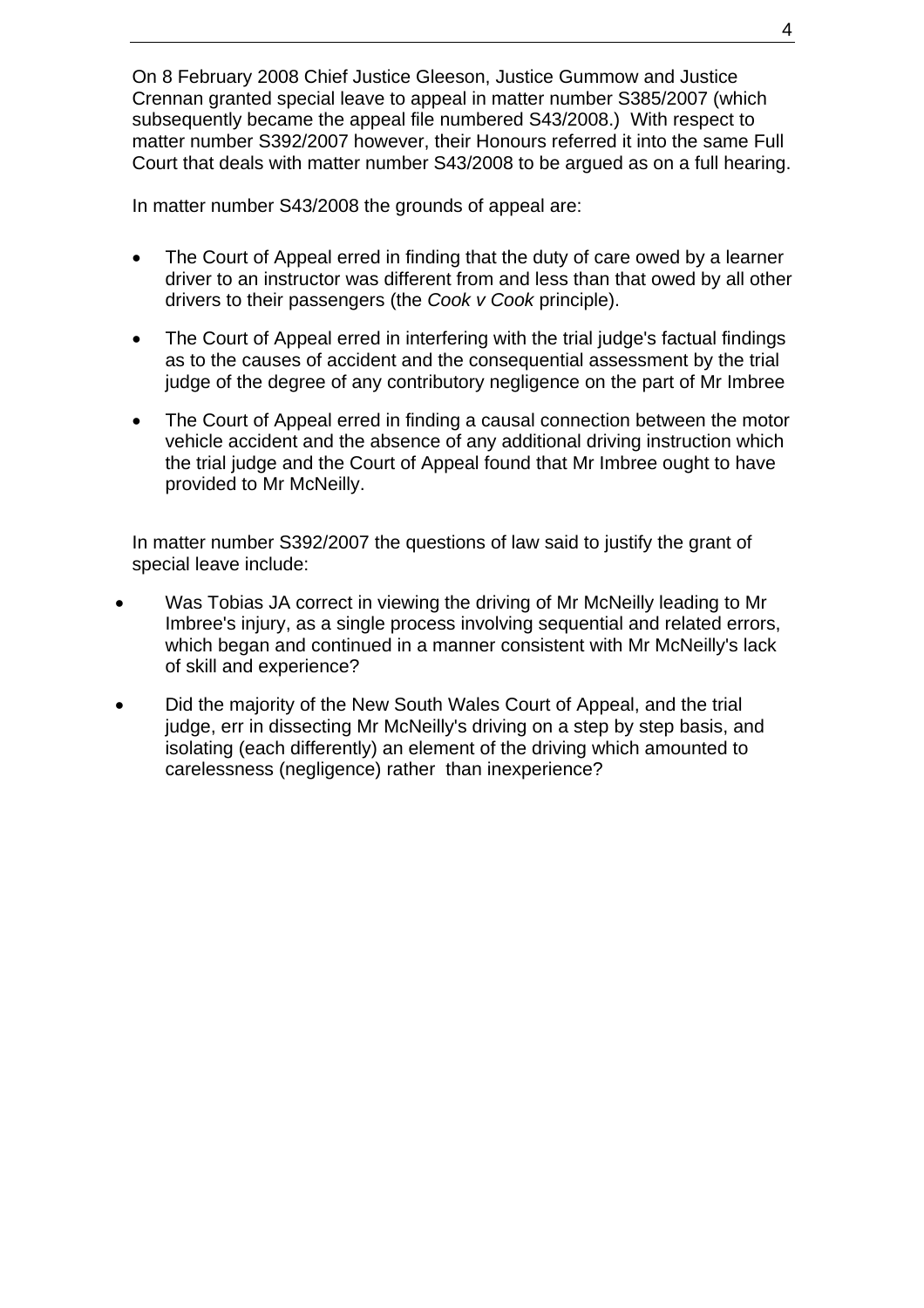On 8 February 2008 Chief Justice Gleeson, Justice Gummow and Justice Crennan granted special leave to appeal in matter number S385/2007 (which subsequently became the appeal file numbered S43/2008.) With respect to matter number S392/2007 however, their Honours referred it into the same Full Court that deals with matter number S43/2008 to be argued as on a full hearing.

In matter number S43/2008 the grounds of appeal are:

- The Court of Appeal erred in finding that the duty of care owed by a learner driver to an instructor was different from and less than that owed by all other drivers to their passengers (the *Cook v Cook* principle).
- The Court of Appeal erred in interfering with the trial judge's factual findings as to the causes of accident and the consequential assessment by the trial judge of the degree of any contributory negligence on the part of Mr Imbree
- The Court of Appeal erred in finding a causal connection between the motor vehicle accident and the absence of any additional driving instruction which the trial judge and the Court of Appeal found that Mr Imbree ought to have provided to Mr McNeilly.

In matter number S392/2007 the questions of law said to justify the grant of special leave include:

- Was Tobias JA correct in viewing the driving of Mr McNeilly leading to Mr Imbree's injury, as a single process involving sequential and related errors, which began and continued in a manner consistent with Mr McNeilly's lack of skill and experience?
- Did the majority of the New South Wales Court of Appeal, and the trial judge, err in dissecting Mr McNeilly's driving on a step by step basis, and isolating (each differently) an element of the driving which amounted to carelessness (negligence) rather than inexperience?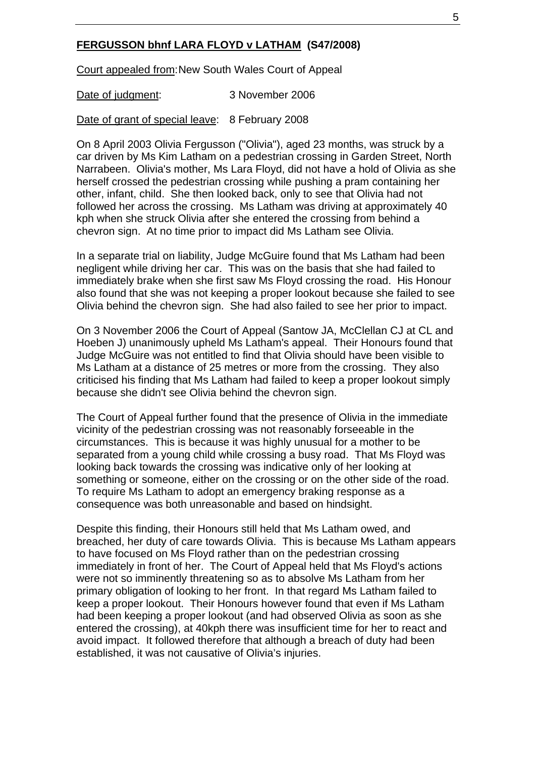**FERGUSSON bhnf LARA FLOYD v LATHAM (S47/2008)**

Court appealed from: New South Wales Court of Appeal

Date of judgment: 3 November 2006

Date of grant of special leave: 8 February 2008

On 8 April 2003 Olivia Fergusson ("Olivia"), aged 23 months, was struck by a car driven by Ms Kim Latham on a pedestrian crossing in Garden Street, North Narrabeen. Olivia's mother, Ms Lara Floyd, did not have a hold of Olivia as she herself crossed the pedestrian crossing while pushing a pram containing her other, infant, child. She then looked back, only to see that Olivia had not followed her across the crossing. Ms Latham was driving at approximately 40 kph when she struck Olivia after she entered the crossing from behind a chevron sign. At no time prior to impact did Ms Latham see Olivia.

In a separate trial on liability, Judge McGuire found that Ms Latham had been negligent while driving her car. This was on the basis that she had failed to immediately brake when she first saw Ms Floyd crossing the road. His Honour also found that she was not keeping a proper lookout because she failed to see Olivia behind the chevron sign. She had also failed to see her prior to impact.

On 3 November 2006 the Court of Appeal (Santow JA, McClellan CJ at CL and Hoeben J) unanimously upheld Ms Latham's appeal. Their Honours found that Judge McGuire was not entitled to find that Olivia should have been visible to Ms Latham at a distance of 25 metres or more from the crossing. They also criticised his finding that Ms Latham had failed to keep a proper lookout simply because she didn't see Olivia behind the chevron sign.

The Court of Appeal further found that the presence of Olivia in the immediate vicinity of the pedestrian crossing was not reasonably forseeable in the circumstances. This is because it was highly unusual for a mother to be separated from a young child while crossing a busy road. That Ms Floyd was looking back towards the crossing was indicative only of her looking at something or someone, either on the crossing or on the other side of the road. To require Ms Latham to adopt an emergency braking response as a consequence was both unreasonable and based on hindsight.

Despite this finding, their Honours still held that Ms Latham owed, and breached, her duty of care towards Olivia. This is because Ms Latham appears to have focused on Ms Floyd rather than on the pedestrian crossing immediately in front of her. The Court of Appeal held that Ms Floyd's actions were not so imminently threatening so as to absolve Ms Latham from her primary obligation of looking to her front. In that regard Ms Latham failed to keep a proper lookout. Their Honours however found that even if Ms Latham had been keeping a proper lookout (and had observed Olivia as soon as she entered the crossing), at 40kph there was insufficient time for her to react and avoid impact. It followed therefore that although a breach of duty had been established, it was not causative of Olivia's injuries.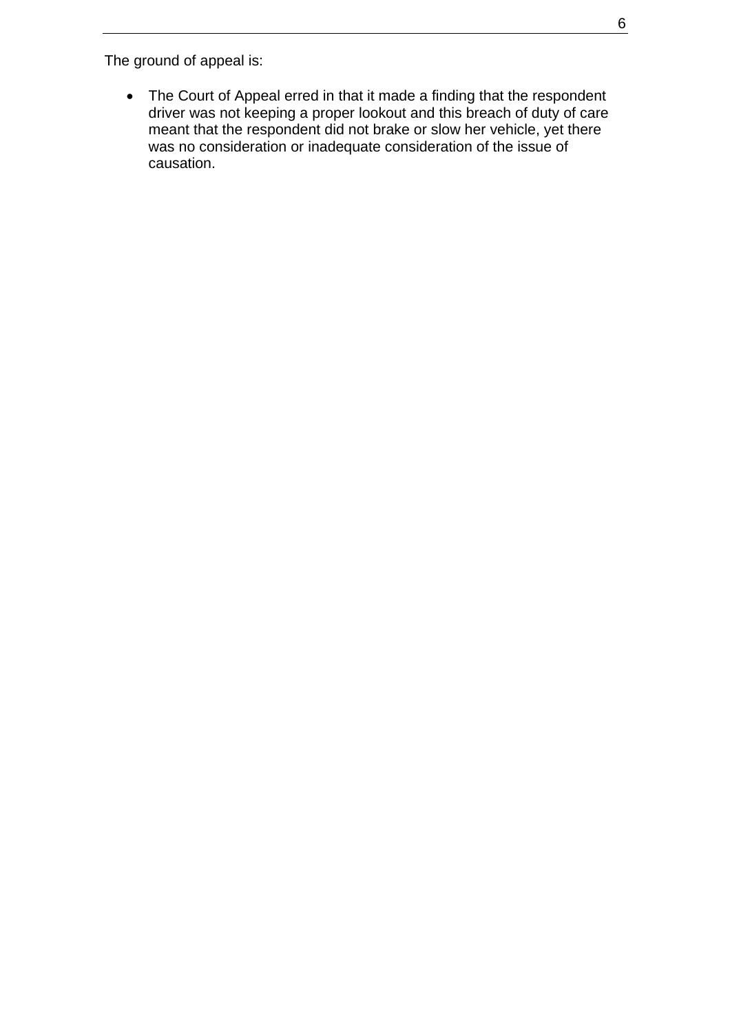The ground of appeal is:

- The Court of Appeal erred in that it made a finding that the respondent driver was not keeping a proper lookout and this breach of duty of care meant that the respondent did not brake or slow her vehicle, yet there was no consideration or inadequate consideration of the issue of causation.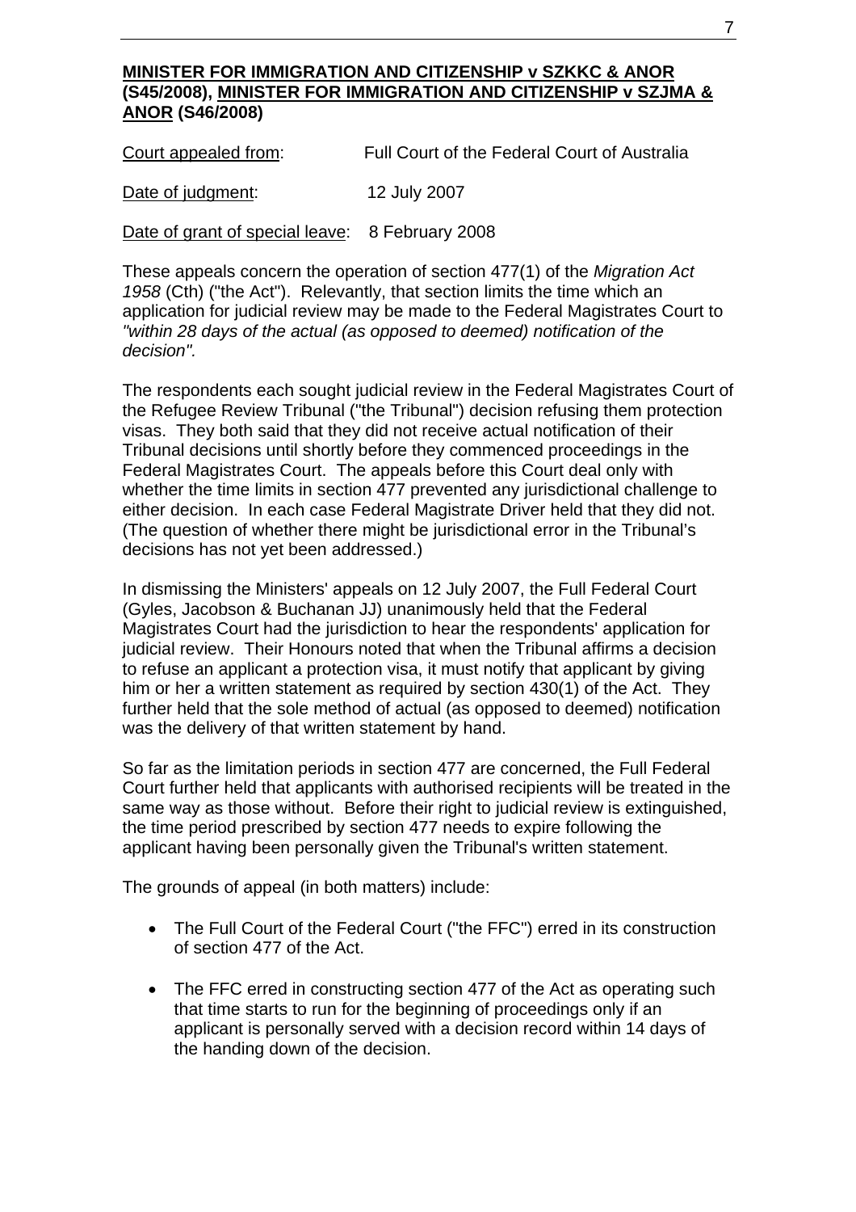**MINISTER FOR IMMIGRATION AND CITIZENSHIP v SZKKC & ANOR (S45/2008), MINISTER FOR IMMIGRATION AND CITIZENSHIP v SZJMA & ANOR (S46/2008)**

Court appealed from: Full Court of the Federal Court of Australia

Date of judgment: 12 July 2007

Date of grant of special leave: 8 February 2008

These appeals concern the operation of section 477(1) of the *Migration Act 1958* (Cth) ("the Act"). Relevantly, that section limits the time which an application for judicial review may be made to the Federal Magistrates Court to *"within 28 days of the actual (as opposed to deemed) notification of the decision".*

The respondents each sought judicial review in the Federal Magistrates Court of the Refugee Review Tribunal ("the Tribunal") decision refusing them protection visas. They both said that they did not receive actual notification of their Tribunal decisions until shortly before they commenced proceedings in the Federal Magistrates Court. The appeals before this Court deal only with whether the time limits in section 477 prevented any jurisdictional challenge to either decision. In each case Federal Magistrate Driver held that they did not. (The question of whether there might be jurisdictional error in the Tribunal's decisions has not yet been addressed.)

In dismissing the Ministers' appeals on 12 July 2007, the Full Federal Court (Gyles, Jacobson & Buchanan JJ) unanimously held that the Federal Magistrates Court had the jurisdiction to hear the respondents' application for judicial review. Their Honours noted that when the Tribunal affirms a decision to refuse an applicant a protection visa, it must notify that applicant by giving him or her a written statement as required by section 430(1) of the Act. They further held that the sole method of actual (as opposed to deemed) notification was the delivery of that written statement by hand.

So far as the limitation periods in section 477 are concerned, the Full Federal Court further held that applicants with authorised recipients will be treated in the same way as those without. Before their right to judicial review is extinguished, the time period prescribed by section 477 needs to expire following the applicant having been personally given the Tribunal's written statement.

The grounds of appeal (in both matters) include:

- The Full Court of the Federal Court ("the FFC") erred in its construction of section 477 of the Act.

- The FFC erred in constructing section 477 of the Act as operating such that time starts to run for the beginning of proceedings only if an applicant is personally served with a decision record within 14 days of the handing down of the decision.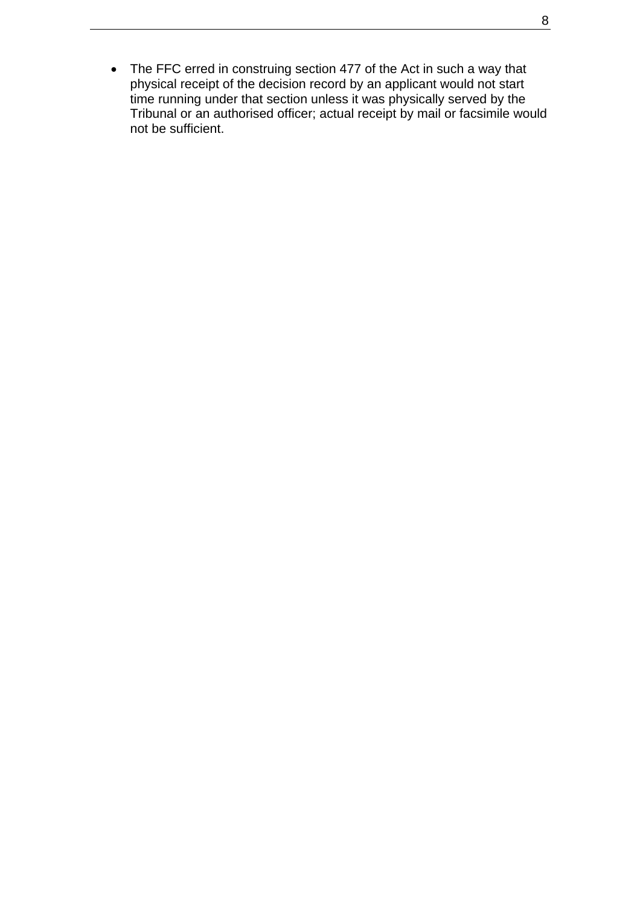- The FFC erred in construing section 477 of the Act in such a way that physical receipt of the decision record by an applicant would not start time running under that section unless it was physically served by the Tribunal or an authorised officer; actual receipt by mail or facsimile would not be sufficient.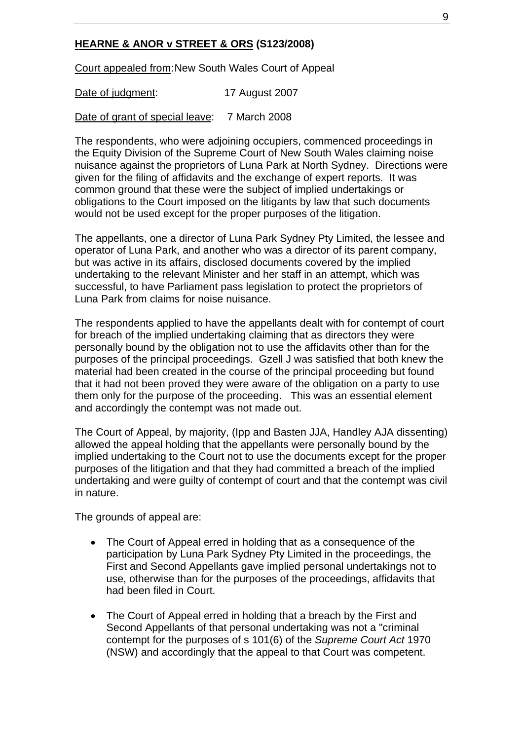**HEARNE & ANOR v STREET & ORS (S123/2008)**

Court appealed from: New South Wales Court of Appeal

Date of judgment: 17 August 2007

Date of grant of special leave: 7 March 2008

The respondents, who were adjoining occupiers, commenced proceedings in the Equity Division of the Supreme Court of New South Wales claiming noise nuisance against the proprietors of Luna Park at North Sydney. Directions were given for the filing of affidavits and the exchange of expert reports. It was common ground that these were the subject of implied undertakings or obligations to the Court imposed on the litigants by law that such documents would not be used except for the proper purposes of the litigation.

The appellants, one a director of Luna Park Sydney Pty Limited, the lessee and operator of Luna Park, and another who was a director of its parent company, but was active in its affairs, disclosed documents covered by the implied undertaking to the relevant Minister and her staff in an attempt, which was successful, to have Parliament pass legislation to protect the proprietors of Luna Park from claims for noise nuisance.

The respondents applied to have the appellants dealt with for contempt of court for breach of the implied undertaking claiming that as directors they were personally bound by the obligation not to use the affidavits other than for the purposes of the principal proceedings. Gzell J was satisfied that both knew the material had been created in the course of the principal proceeding but found that it had not been proved they were aware of the obligation on a party to use them only for the purpose of the proceeding. This was an essential element and accordingly the contempt was not made out.

The Court of Appeal, by majority, (Ipp and Basten JJA, Handley AJA dissenting) allowed the appeal holding that the appellants were personally bound by the implied undertaking to the Court not to use the documents except for the proper purposes of the litigation and that they had committed a breach of the implied undertaking and were guilty of contempt of court and that the contempt was civil in nature.

The grounds of appeal are:

- The Court of Appeal erred in holding that as a consequence of the participation by Luna Park Sydney Pty Limited in the proceedings, the First and Second Appellants gave implied personal undertakings not to use, otherwise than for the purposes of the proceedings, affidavits that had been filed in Court.

- The Court of Appeal erred in holding that a breach by the First and Second Appellants of that personal undertaking was not a "criminal contempt for the purposes of s 101(6) of the *Supreme Court Act* 1970 (NSW) and accordingly that the appeal to that Court was competent.